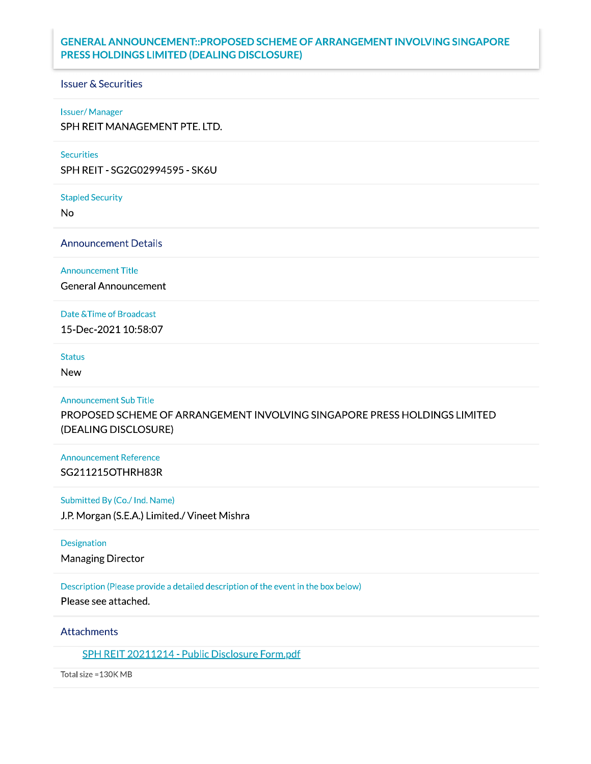# GENERAL ANNOUNCEMENT::PROPOSED SCHEME OF ARRANGEMENT INVOLVING SINGAPORE PRESS HOLDINGS LIMITED (DEALING DISCLOSURE)

## Issuer & Securities

**Issuer/ Manager**

SPH REIT MANAGEMENT PTE. LTD.

**Securities**

SPH REIT - SG2G02994595 - SK6U

**Stapled Security**

No

## Announcement Details

**Announcement Title**

General Announcement

**Date &Time of Broadcast**

15-Dec-2021 10:58:07

**Status**

New

**Announcement Sub Title**

PROPOSED SCHEME OF ARRANGEMENT INVOLVING SINGAPORE PRESS HOLDINGS LIMITED (DEALING DISCLOSURE)

**Announcement Reference**

SG211215OTHRH83R

**Submitted By (Co./ Ind. Name)**

J.P. Morgan (S.E.A.) Limited./ Vineet Mishra

**Designation**

Managing Director

**Description (Please provide a detailed description of the event in the box below)**

Please see attached.

## Attachments

SPH REIT 20211214 - Public Disclosure Form.pdf

Total size =130K MB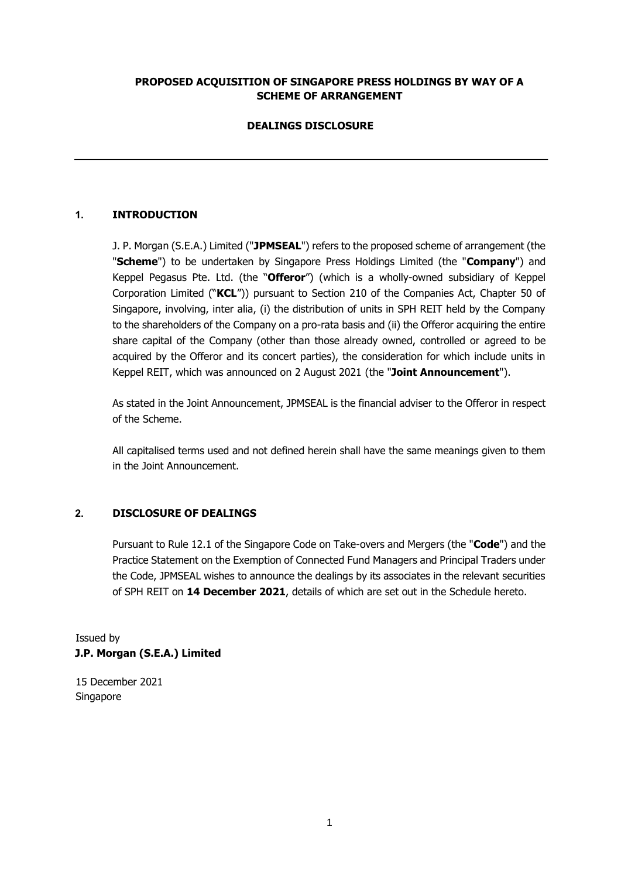**PROPOSED ACQUISITION OF SINGAPORE PRESS HOLDINGS BY WAY OF A SCHEME OF ARRANGEMENT**

**DEALINGS DISCLOSURE**

---

## 1. INTRODUCTION

J. P. Morgan (S.E.A.) Limited ("**JPMSEAL**") refers to the proposed scheme of arrangement (the "**Scheme**") to be undertaken by Singapore Press Holdings Limited (the "**Company**") and Keppel Pegasus Pte. Ltd. (the "**Offeror**") (which is a wholly-owned subsidiary of Keppel Corporation Limited ("**KCL**")) pursuant to Section 210 of the Companies Act, Chapter 50 of Singapore, involving, inter alia, (i) the distribution of units in SPH REIT held by the Company to the shareholders of the Company on a pro-rata basis and (ii) the Offeror acquiring the entire share capital of the Company (other than those already owned, controlled or agreed to be acquired by the Offeror and its concert parties), the consideration for which include units in Keppel REIT, which was announced on 2 August 2021 (the "**Joint Announcement**").

As stated in the Joint Announcement, JPMSEAL is the financial adviser to the Offeror in respect of the Scheme.

All capitalised terms used and not defined herein shall have the same meanings given to them in the Joint Announcement.

## 2. DISCLOSURE OF DEALINGS

Pursuant to Rule 12.1 of the Singapore Code on Take-overs and Mergers (the "**Code**") and the Practice Statement on the Exemption of Connected Fund Managers and Principal Traders under the Code, JPMSEAL wishes to announce the dealings by its associates in the relevant securities of SPH REIT on **14 December 2021**, details of which are set out in the Schedule hereto.

Issued by
**J.P. Morgan (S.E.A.) Limited**

15 December 2021
Singapore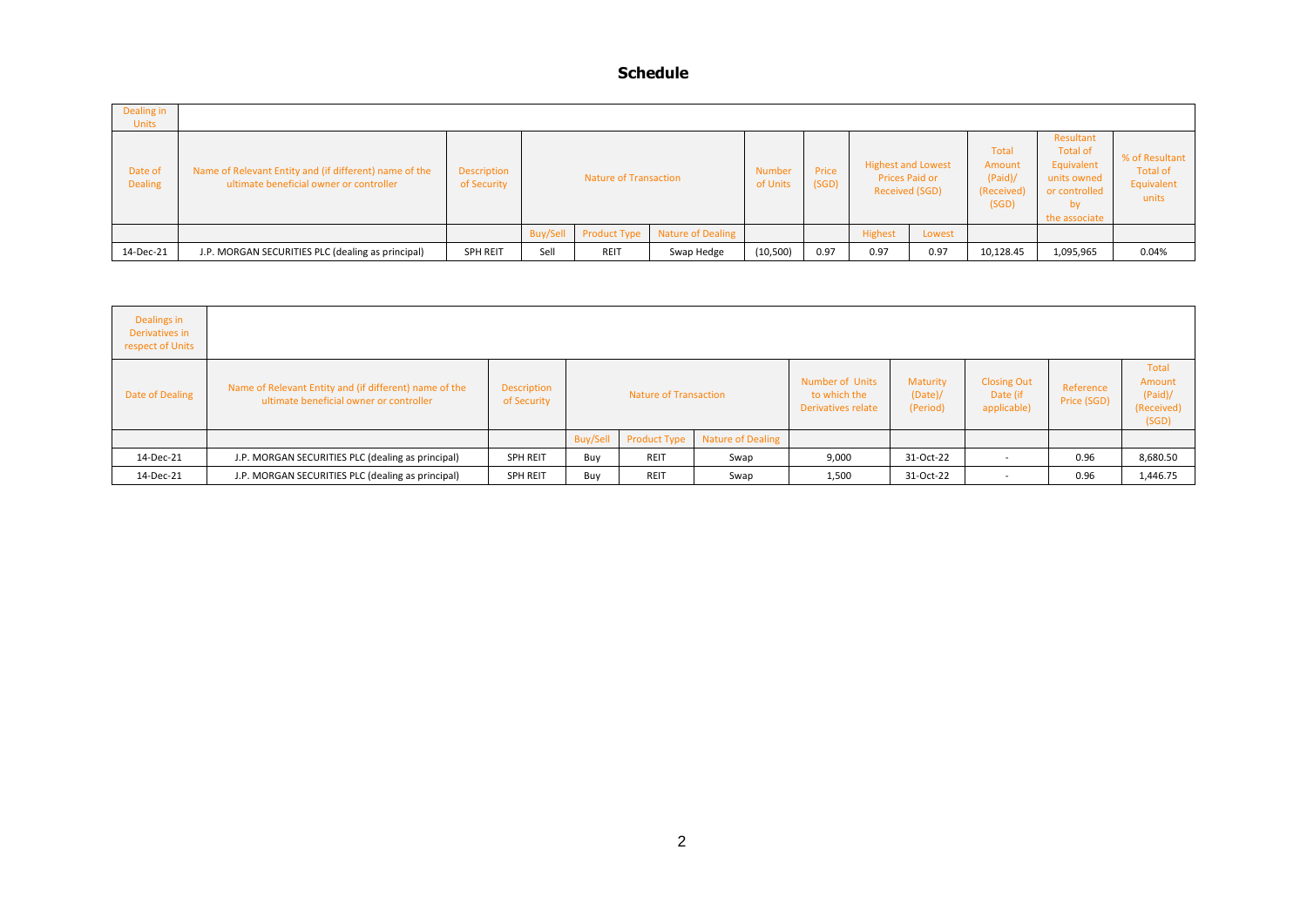# Schedule

| Dealing in Units | | | | | | | | | | | | |
|---|---|---|---|---|---|---|---|---|---|---|---|---|
| Date of Dealing | Name of Relevant Entity and (if different) name of the ultimate beneficial owner or controller | Description of Security | Nature of Transaction | | | Number of Units | Price (SGD) | Highest and Lowest Prices Paid or Received (SGD) | | Total Amount (Paid)/ (Received) (SGD) | Resultant Total of Equivalent units owned or controlled by the associate | % of Resultant Total of Equivalent units |
| | | | Buy/Sell | Product Type | Nature of Dealing | | | Highest | Lowest | | | |
| 14-Dec-21 | J.P. MORGAN SECURITIES PLC (dealing as principal) | SPH REIT | Sell | REIT | Swap Hedge | (10,500) | 0.97 | 0.97 | 0.97 | 10,128.45 | 1,095,965 | 0.04% |

| Dealings in Derivatives in respect of Units | | | | | | | | | | |
|---|---|---|---|---|---|---|---|---|---|---|
| Date of Dealing | Name of Relevant Entity and (if different) name of the ultimate beneficial owner or controller | Description of Security | Nature of Transaction | | | Number of Units to which the Derivatives relate | Maturity (Date)/ (Period) | Closing Out Date (if applicable) | Reference Price (SGD) | Total Amount (Paid)/ (Received) (SGD) |
| | | | Buy/Sell | Product Type | Nature of Dealing | | | | | |
| 14-Dec-21 | J.P. MORGAN SECURITIES PLC (dealing as principal) | SPH REIT | Buy | REIT | Swap | 9,000 | 31-Oct-22 | - | 0.96 | 8,680.50 |
| 14-Dec-21 | J.P. MORGAN SECURITIES PLC (dealing as principal) | SPH REIT | Buy | REIT | Swap | 1,500 | 31-Oct-22 | - | 0.96 | 1,446.75 |